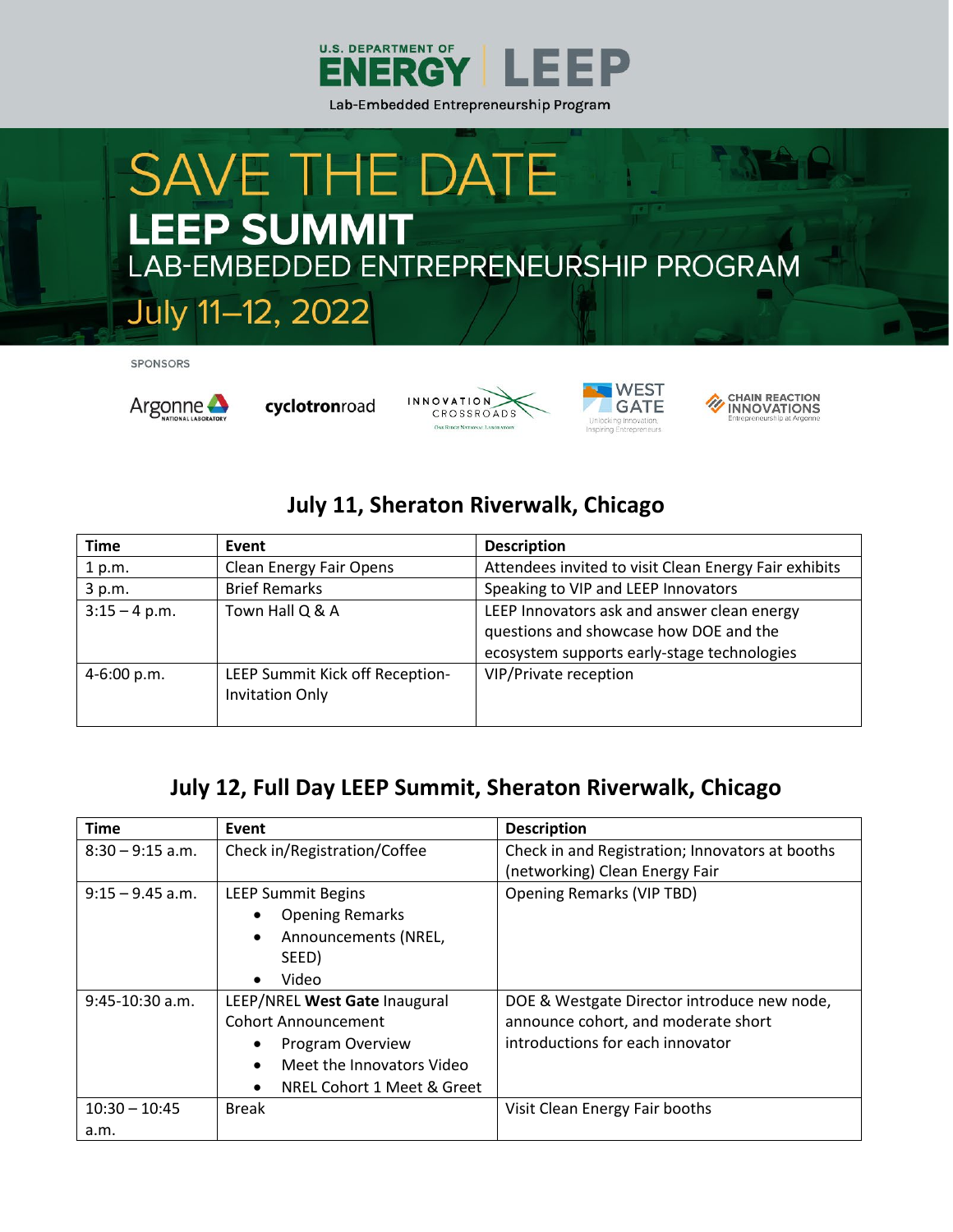U.S. DEPARTMENT OF ENERGY | LEEP

Lab-Embedded Entrepreneurship Program

# SAVE THE DATE

# LEEP SUMMIT

## LAB-EMBEDDED ENTREPRENEURSHIP PROGRAM

## July 11–12, 2022

SPONSORS

Argonne National Laboratory · cyclotronroad · Innovation Crossroads (Oak Ridge National Laboratory) · West Gate (Unlocking Innovation, Inspiring Entrepreneurs) · Chain Reaction Innovations (Entrepreneurship at Argonne)

## July 11, Sheraton Riverwalk, Chicago

| Time | Event | Description |
| --- | --- | --- |
| 1 p.m. | Clean Energy Fair Opens | Attendees invited to visit Clean Energy Fair exhibits |
| 3 p.m. | Brief Remarks | Speaking to VIP and LEEP Innovators |
| 3:15 – 4 p.m. | Town Hall Q & A | LEEP Innovators ask and answer clean energy questions and showcase how DOE and the ecosystem supports early-stage technologies |
| 4-6:00 p.m. | LEEP Summit Kick off Reception- Invitation Only | VIP/Private reception |

## July 12, Full Day LEEP Summit, Sheraton Riverwalk, Chicago

| Time | Event | Description |
| --- | --- | --- |
| 8:30 – 9:15 a.m. | Check in/Registration/Coffee | Check in and Registration; Innovators at booths (networking) Clean Energy Fair |
| 9:15 – 9.45 a.m. | LEEP Summit Begins<br>• Opening Remarks<br>• Announcements (NREL, SEED)<br>• Video | Opening Remarks (VIP TBD) |
| 9:45-10:30 a.m. | LEEP/NREL **West Gate** Inaugural Cohort Announcement<br>• Program Overview<br>• Meet the Innovators Video<br>• NREL Cohort 1 Meet & Greet | DOE & Westgate Director introduce new node, announce cohort, and moderate short introductions for each innovator |
| 10:30 – 10:45 a.m. | Break | Visit Clean Energy Fair booths |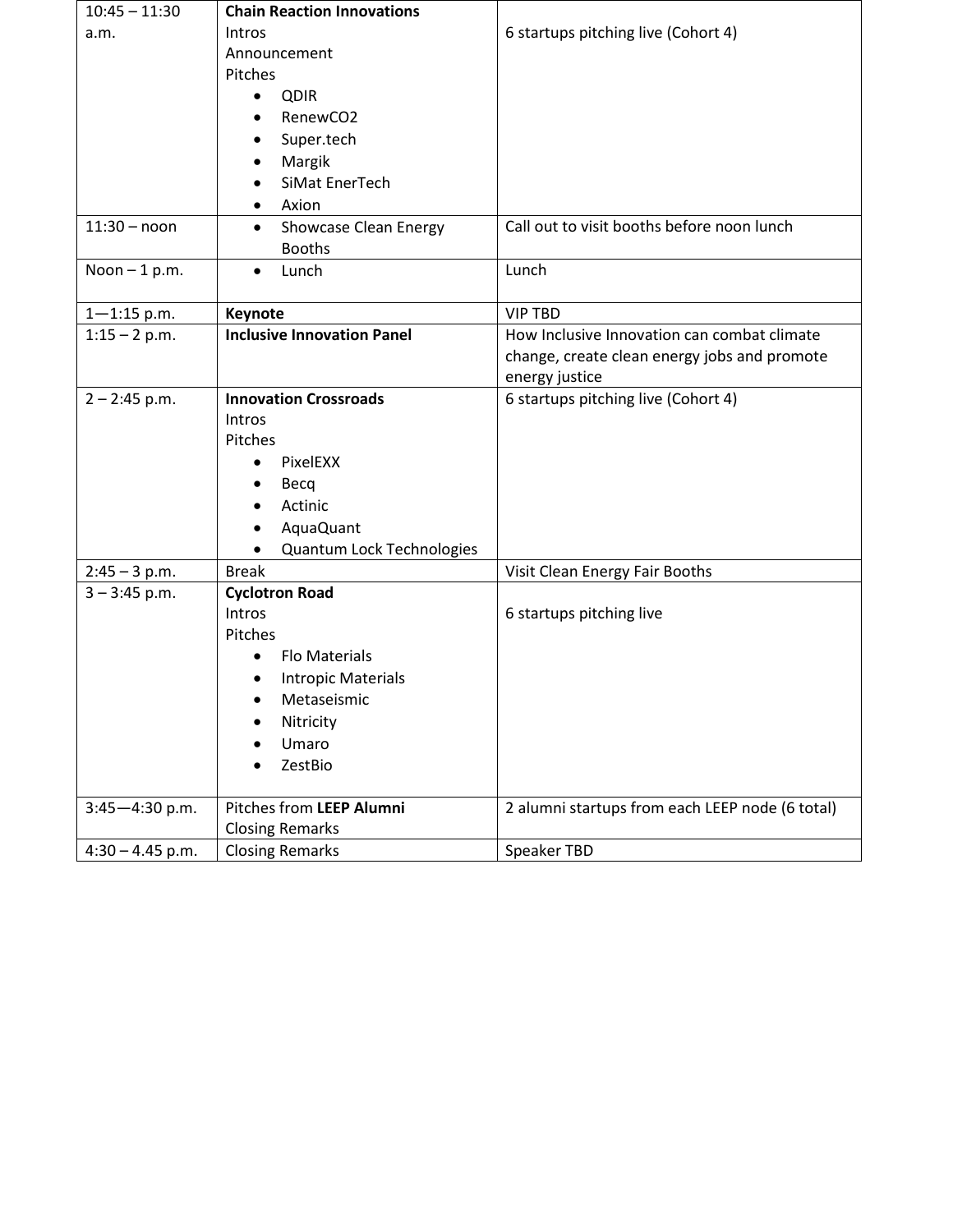| | | |
|---|---|---|
| 10:45 – 11:30 a.m. | **Chain Reaction Innovations**<br>Intros<br>Announcement<br>Pitches<br>• QDIR<br>• RenewCO2<br>• Super.tech<br>• Margik<br>• SiMat EnerTech<br>• Axion | 6 startups pitching live (Cohort 4) |
| 11:30 – noon | • Showcase Clean Energy Booths | Call out to visit booths before noon lunch |
| Noon – 1 p.m. | • Lunch | Lunch |
| 1—1:15 p.m. | **Keynote** | VIP TBD |
| 1:15 – 2 p.m. | **Inclusive Innovation Panel** | How Inclusive Innovation can combat climate change, create clean energy jobs and promote energy justice |
| 2 – 2:45 p.m. | **Innovation Crossroads**<br>Intros<br>Pitches<br>• PixelEXX<br>• Becq<br>• Actinic<br>• AquaQuant<br>• Quantum Lock Technologies | 6 startups pitching live (Cohort 4) |
| 2:45 – 3 p.m. | Break | Visit Clean Energy Fair Booths |
| 3 – 3:45 p.m. | **Cyclotron Road**<br>Intros<br>Pitches<br>• Flo Materials<br>• Intropic Materials<br>• Metaseismic<br>• Nitricity<br>• Umaro<br>• ZestBio | 6 startups pitching live |
| 3:45—4:30 p.m. | Pitches from **LEEP Alumni**<br>Closing Remarks | 2 alumni startups from each LEEP node (6 total) |
| 4:30 – 4.45 p.m. | Closing Remarks | Speaker TBD |